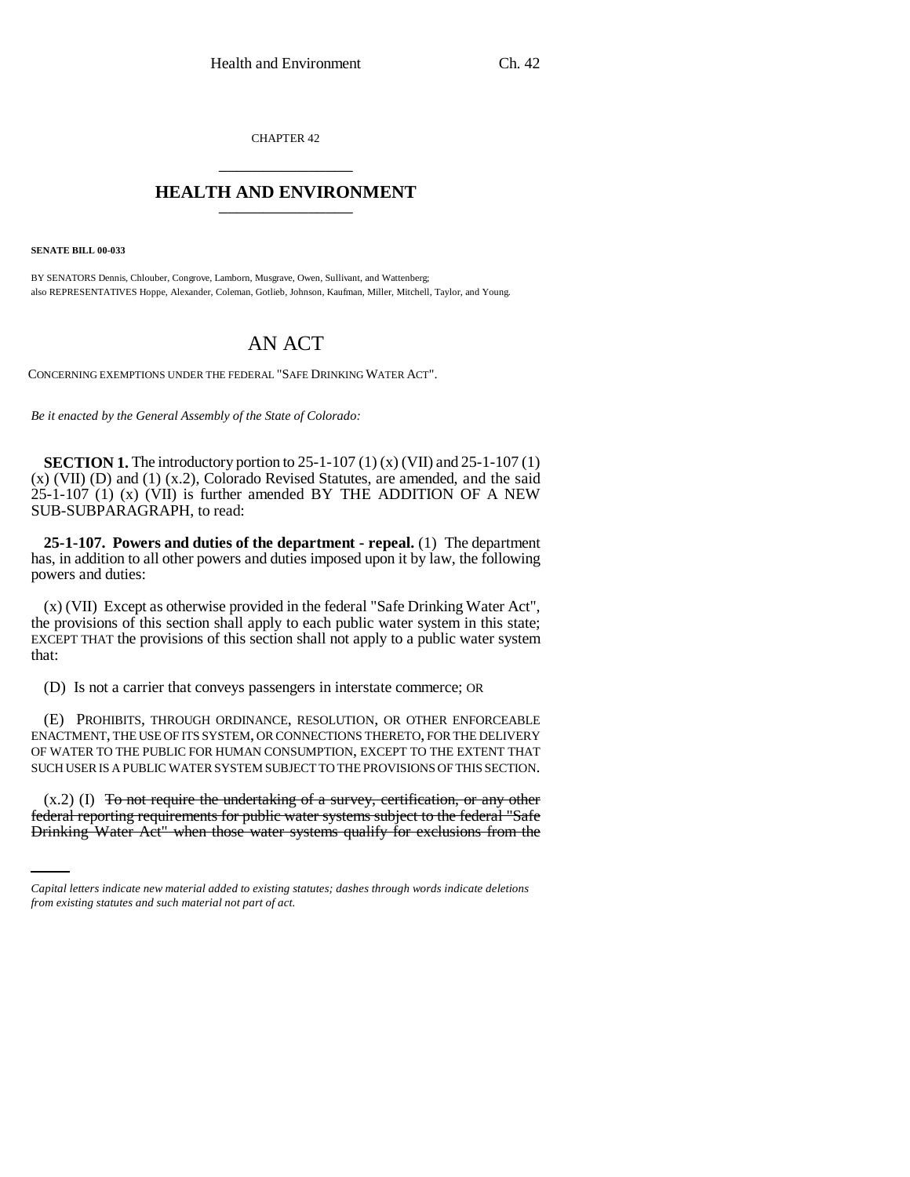CHAPTER 42

## HEALTH AND ENVIRONMENT

**SENATE BILL 00-033**

BY SENATORS Dennis, Chlouber, Congrove, Lamborn, Musgrave, Owen, Sullivant, and Wattenberg;
also REPRESENTATIVES Hoppe, Alexander, Coleman, Gotlieb, Johnson, Kaufman, Miller, Mitchell, Taylor, and Young.

# AN ACT

CONCERNING EXEMPTIONS UNDER THE FEDERAL "SAFE DRINKING WATER ACT".

*Be it enacted by the General Assembly of the State of Colorado:*

**SECTION 1.** The introductory portion to 25-1-107 (1) (x) (VII) and 25-1-107 (1) (x) (VII) (D) and (1) (x.2), Colorado Revised Statutes, are amended, and the said 25-1-107 (1) (x) (VII) is further amended BY THE ADDITION OF A NEW SUB-SUBPARAGRAPH, to read:

**25-1-107. Powers and duties of the department - repeal.** (1) The department has, in addition to all other powers and duties imposed upon it by law, the following powers and duties:

(x) (VII) Except as otherwise provided in the federal "Safe Drinking Water Act", the provisions of this section shall apply to each public water system in this state; EXCEPT THAT the provisions of this section shall not apply to a public water system that:

(D) Is not a carrier that conveys passengers in interstate commerce; OR

(E) PROHIBITS, THROUGH ORDINANCE, RESOLUTION, OR OTHER ENFORCEABLE ENACTMENT, THE USE OF ITS SYSTEM, OR CONNECTIONS THERETO, FOR THE DELIVERY OF WATER TO THE PUBLIC FOR HUMAN CONSUMPTION, EXCEPT TO THE EXTENT THAT SUCH USER IS A PUBLIC WATER SYSTEM SUBJECT TO THE PROVISIONS OF THIS SECTION.

(x.2) (I) ~~To not require the undertaking of a survey, certification, or any other federal reporting requirements for public water systems subject to the federal "Safe Drinking Water Act" when those water systems qualify for exclusions from the~~

*Capital letters indicate new material added to existing statutes; dashes through words indicate deletions from existing statutes and such material not part of act.*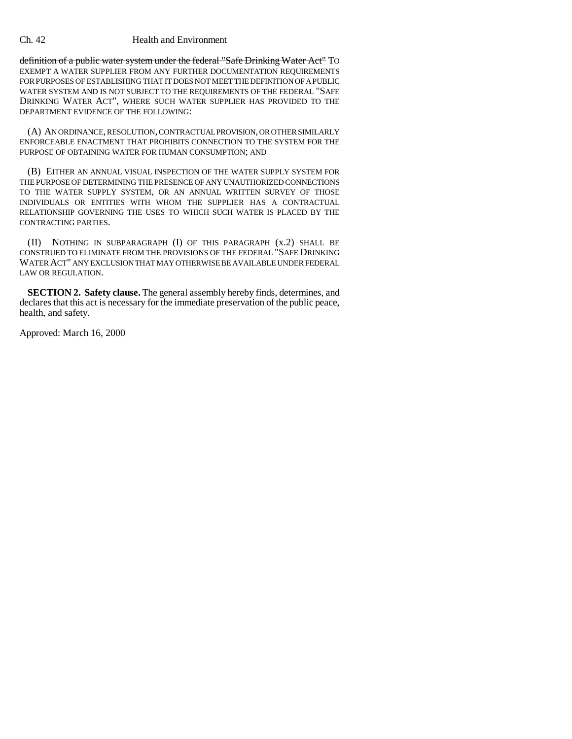~~definition of a public water system under the federal "Safe Drinking Water Act"~~ TO EXEMPT A WATER SUPPLIER FROM ANY FURTHER DOCUMENTATION REQUIREMENTS FOR PURPOSES OF ESTABLISHING THAT IT DOES NOT MEET THE DEFINITION OF A PUBLIC WATER SYSTEM AND IS NOT SUBJECT TO THE REQUIREMENTS OF THE FEDERAL "SAFE DRINKING WATER ACT", WHERE SUCH WATER SUPPLIER HAS PROVIDED TO THE DEPARTMENT EVIDENCE OF THE FOLLOWING:

(A) AN ORDINANCE, RESOLUTION, CONTRACTUAL PROVISION, OR OTHER SIMILARLY ENFORCEABLE ENACTMENT THAT PROHIBITS CONNECTION TO THE SYSTEM FOR THE PURPOSE OF OBTAINING WATER FOR HUMAN CONSUMPTION; AND

(B) EITHER AN ANNUAL VISUAL INSPECTION OF THE WATER SUPPLY SYSTEM FOR THE PURPOSE OF DETERMINING THE PRESENCE OF ANY UNAUTHORIZED CONNECTIONS TO THE WATER SUPPLY SYSTEM, OR AN ANNUAL WRITTEN SURVEY OF THOSE INDIVIDUALS OR ENTITIES WITH WHOM THE SUPPLIER HAS A CONTRACTUAL RELATIONSHIP GOVERNING THE USES TO WHICH SUCH WATER IS PLACED BY THE CONTRACTING PARTIES.

(II) NOTHING IN SUBPARAGRAPH (I) OF THIS PARAGRAPH (x.2) SHALL BE CONSTRUED TO ELIMINATE FROM THE PROVISIONS OF THE FEDERAL "SAFE DRINKING WATER ACT" ANY EXCLUSION THAT MAY OTHERWISE BE AVAILABLE UNDER FEDERAL LAW OR REGULATION.

**SECTION 2. Safety clause.** The general assembly hereby finds, determines, and declares that this act is necessary for the immediate preservation of the public peace, health, and safety.

Approved: March 16, 2000